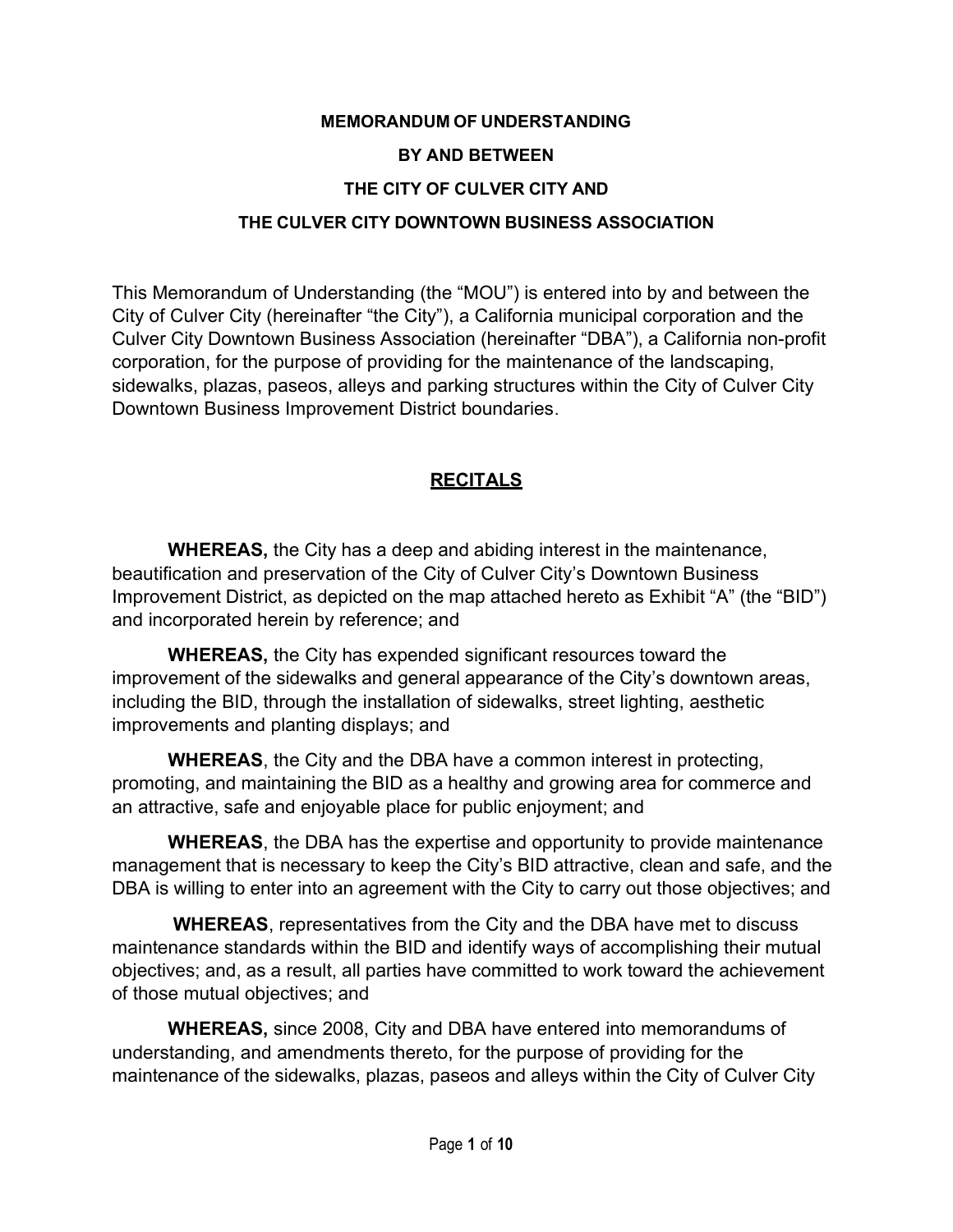**MEMORANDUM OF UNDERSTANDING**

**BY AND BETWEEN**

**THE CITY OF CULVER CITY AND**

**THE CULVER CITY DOWNTOWN BUSINESS ASSOCIATION**

This Memorandum of Understanding (the "MOU") is entered into by and between the City of Culver City (hereinafter "the City"), a California municipal corporation and the Culver City Downtown Business Association (hereinafter "DBA"), a California non-profit corporation, for the purpose of providing for the maintenance of the landscaping, sidewalks, plazas, paseos, alleys and parking structures within the City of Culver City Downtown Business Improvement District boundaries.

## RECITALS

**WHEREAS,** the City has a deep and abiding interest in the maintenance, beautification and preservation of the City of Culver City's Downtown Business Improvement District, as depicted on the map attached hereto as Exhibit "A" (the "BID") and incorporated herein by reference; and

**WHEREAS,** the City has expended significant resources toward the improvement of the sidewalks and general appearance of the City's downtown areas, including the BID, through the installation of sidewalks, street lighting, aesthetic improvements and planting displays; and

**WHEREAS**, the City and the DBA have a common interest in protecting, promoting, and maintaining the BID as a healthy and growing area for commerce and an attractive, safe and enjoyable place for public enjoyment; and

**WHEREAS**, the DBA has the expertise and opportunity to provide maintenance management that is necessary to keep the City's BID attractive, clean and safe, and the DBA is willing to enter into an agreement with the City to carry out those objectives; and

**WHEREAS**, representatives from the City and the DBA have met to discuss maintenance standards within the BID and identify ways of accomplishing their mutual objectives; and, as a result, all parties have committed to work toward the achievement of those mutual objectives; and

**WHEREAS,** since 2008, City and DBA have entered into memorandums of understanding, and amendments thereto, for the purpose of providing for the maintenance of the sidewalks, plazas, paseos and alleys within the City of Culver City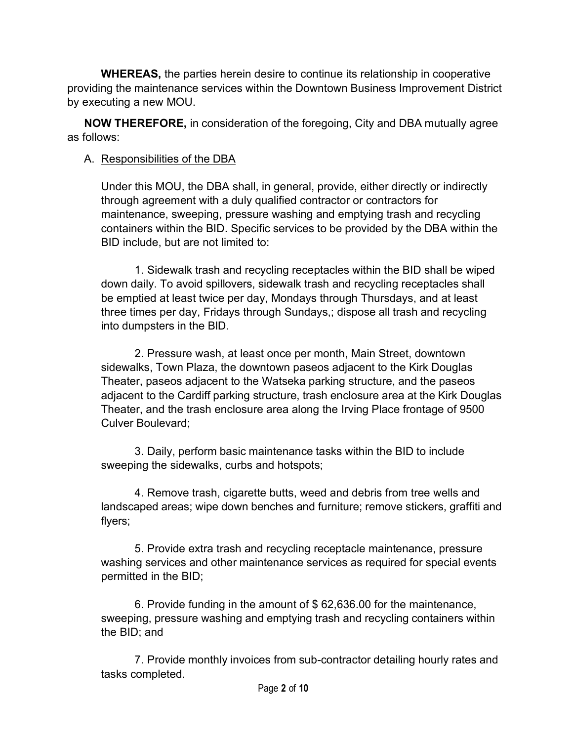**WHEREAS,** the parties herein desire to continue its relationship in cooperative providing the maintenance services within the Downtown Business Improvement District by executing a new MOU.

**NOW THEREFORE,** in consideration of the foregoing, City and DBA mutually agree as follows:

A. <u>Responsibilities of the DBA</u>

Under this MOU, the DBA shall, in general, provide, either directly or indirectly through agreement with a duly qualified contractor or contractors for maintenance, sweeping, pressure washing and emptying trash and recycling containers within the BID. Specific services to be provided by the DBA within the BID include, but are not limited to:

1. Sidewalk trash and recycling receptacles within the BID shall be wiped down daily. To avoid spillovers, sidewalk trash and recycling receptacles shall be emptied at least twice per day, Mondays through Thursdays, and at least three times per day, Fridays through Sundays,; dispose all trash and recycling into dumpsters in the BID.

2. Pressure wash, at least once per month, Main Street, downtown sidewalks, Town Plaza, the downtown paseos adjacent to the Kirk Douglas Theater, paseos adjacent to the Watseka parking structure, and the paseos adjacent to the Cardiff parking structure, trash enclosure area at the Kirk Douglas Theater, and the trash enclosure area along the Irving Place frontage of 9500 Culver Boulevard;

3. Daily, perform basic maintenance tasks within the BID to include sweeping the sidewalks, curbs and hotspots;

4. Remove trash, cigarette butts, weed and debris from tree wells and landscaped areas; wipe down benches and furniture; remove stickers, graffiti and flyers;

5. Provide extra trash and recycling receptacle maintenance, pressure washing services and other maintenance services as required for special events permitted in the BID;

6. Provide funding in the amount of $ 62,636.00 for the maintenance, sweeping, pressure washing and emptying trash and recycling containers within the BID; and

7. Provide monthly invoices from sub-contractor detailing hourly rates and tasks completed.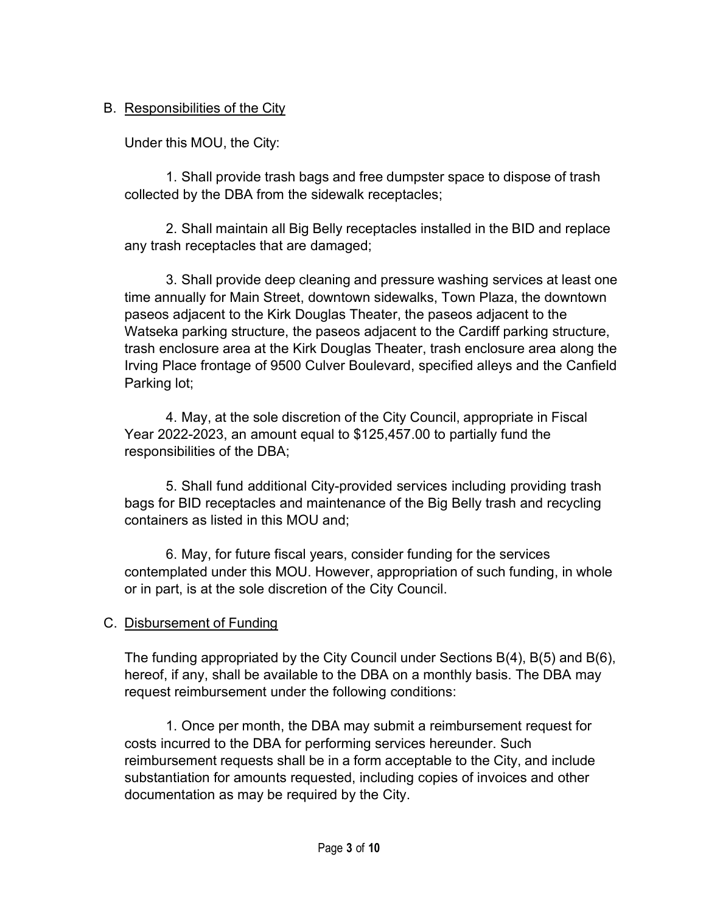B. <u>Responsibilities of the City</u>

Under this MOU, the City:

1. Shall provide trash bags and free dumpster space to dispose of trash collected by the DBA from the sidewalk receptacles;

2. Shall maintain all Big Belly receptacles installed in the BID and replace any trash receptacles that are damaged;

3. Shall provide deep cleaning and pressure washing services at least one time annually for Main Street, downtown sidewalks, Town Plaza, the downtown paseos adjacent to the Kirk Douglas Theater, the paseos adjacent to the Watseka parking structure, the paseos adjacent to the Cardiff parking structure, trash enclosure area at the Kirk Douglas Theater, trash enclosure area along the Irving Place frontage of 9500 Culver Boulevard, specified alleys and the Canfield Parking lot;

4. May, at the sole discretion of the City Council, appropriate in Fiscal Year 2022-2023, an amount equal to $125,457.00 to partially fund the responsibilities of the DBA;

5. Shall fund additional City-provided services including providing trash bags for BID receptacles and maintenance of the Big Belly trash and recycling containers as listed in this MOU and;

6. May, for future fiscal years, consider funding for the services contemplated under this MOU. However, appropriation of such funding, in whole or in part, is at the sole discretion of the City Council.

C. <u>Disbursement of Funding</u>

The funding appropriated by the City Council under Sections B(4), B(5) and B(6), hereof, if any, shall be available to the DBA on a monthly basis. The DBA may request reimbursement under the following conditions:

1. Once per month, the DBA may submit a reimbursement request for costs incurred to the DBA for performing services hereunder. Such reimbursement requests shall be in a form acceptable to the City, and include substantiation for amounts requested, including copies of invoices and other documentation as may be required by the City.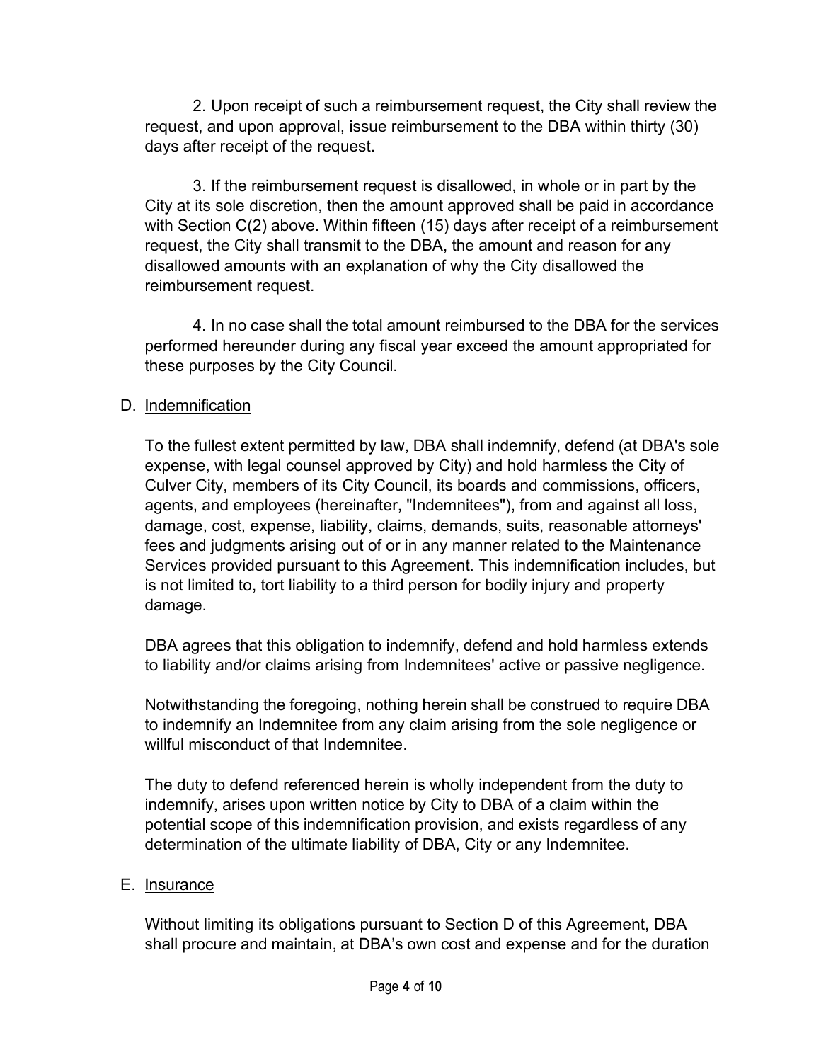2. Upon receipt of such a reimbursement request, the City shall review the request, and upon approval, issue reimbursement to the DBA within thirty (30) days after receipt of the request.

3. If the reimbursement request is disallowed, in whole or in part by the City at its sole discretion, then the amount approved shall be paid in accordance with Section C(2) above. Within fifteen (15) days after receipt of a reimbursement request, the City shall transmit to the DBA, the amount and reason for any disallowed amounts with an explanation of why the City disallowed the reimbursement request.

4. In no case shall the total amount reimbursed to the DBA for the services performed hereunder during any fiscal year exceed the amount appropriated for these purposes by the City Council.

D. Indemnification

To the fullest extent permitted by law, DBA shall indemnify, defend (at DBA's sole expense, with legal counsel approved by City) and hold harmless the City of Culver City, members of its City Council, its boards and commissions, officers, agents, and employees (hereinafter, "Indemnitees"), from and against all loss, damage, cost, expense, liability, claims, demands, suits, reasonable attorneys' fees and judgments arising out of or in any manner related to the Maintenance Services provided pursuant to this Agreement. This indemnification includes, but is not limited to, tort liability to a third person for bodily injury and property damage.

DBA agrees that this obligation to indemnify, defend and hold harmless extends to liability and/or claims arising from Indemnitees' active or passive negligence.

Notwithstanding the foregoing, nothing herein shall be construed to require DBA to indemnify an Indemnitee from any claim arising from the sole negligence or willful misconduct of that Indemnitee.

The duty to defend referenced herein is wholly independent from the duty to indemnify, arises upon written notice by City to DBA of a claim within the potential scope of this indemnification provision, and exists regardless of any determination of the ultimate liability of DBA, City or any Indemnitee.

E. Insurance

Without limiting its obligations pursuant to Section D of this Agreement, DBA shall procure and maintain, at DBA's own cost and expense and for the duration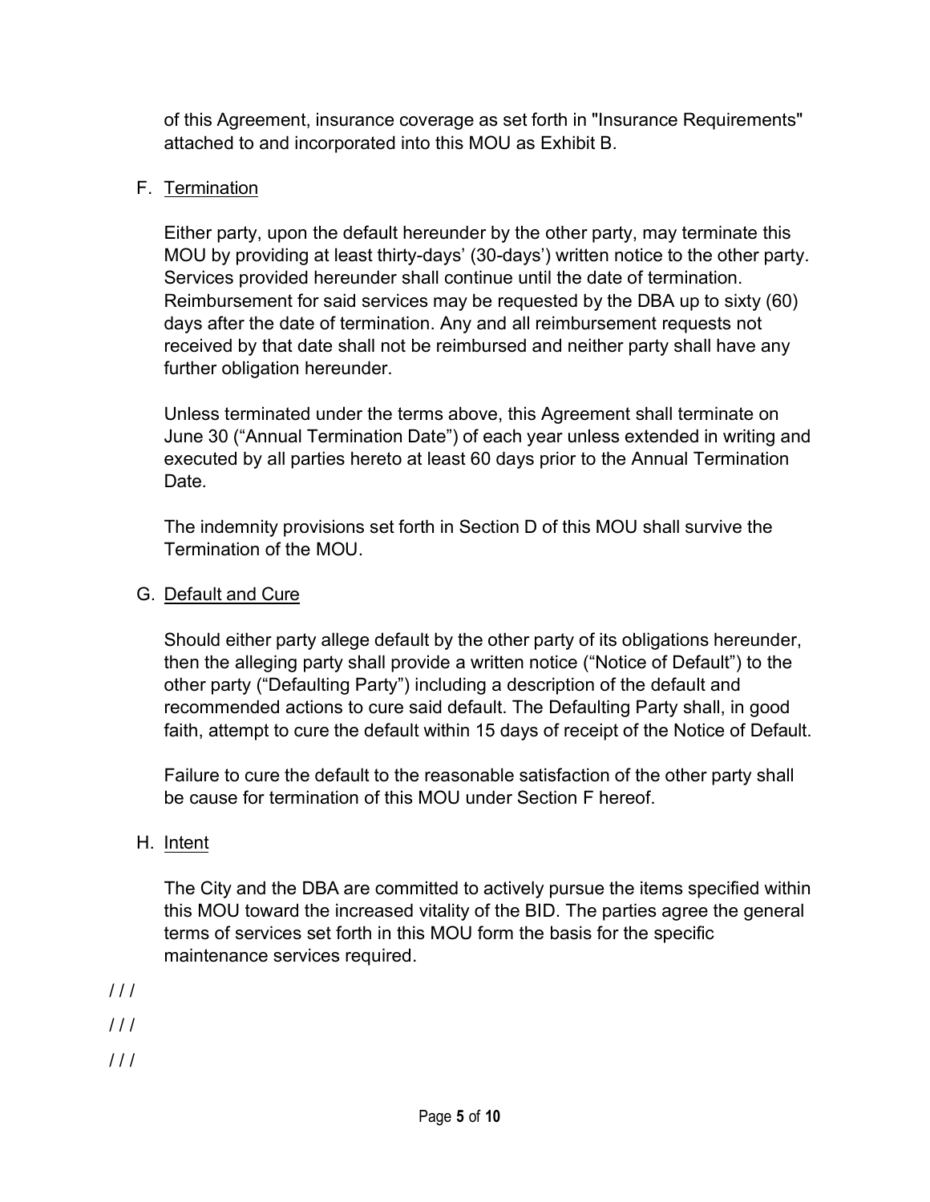of this Agreement, insurance coverage as set forth in "Insurance Requirements" attached to and incorporated into this MOU as Exhibit B.

F. Termination

Either party, upon the default hereunder by the other party, may terminate this MOU by providing at least thirty-days' (30-days') written notice to the other party. Services provided hereunder shall continue until the date of termination. Reimbursement for said services may be requested by the DBA up to sixty (60) days after the date of termination. Any and all reimbursement requests not received by that date shall not be reimbursed and neither party shall have any further obligation hereunder.

Unless terminated under the terms above, this Agreement shall terminate on June 30 ("Annual Termination Date") of each year unless extended in writing and executed by all parties hereto at least 60 days prior to the Annual Termination Date.

The indemnity provisions set forth in Section D of this MOU shall survive the Termination of the MOU.

G. Default and Cure

Should either party allege default by the other party of its obligations hereunder, then the alleging party shall provide a written notice ("Notice of Default") to the other party ("Defaulting Party") including a description of the default and recommended actions to cure said default. The Defaulting Party shall, in good faith, attempt to cure the default within 15 days of receipt of the Notice of Default.

Failure to cure the default to the reasonable satisfaction of the other party shall be cause for termination of this MOU under Section F hereof.

H. Intent

The City and the DBA are committed to actively pursue the items specified within this MOU toward the increased vitality of the BID. The parties agree the general terms of services set forth in this MOU form the basis for the specific maintenance services required.

/ / /

/ / /

/ / /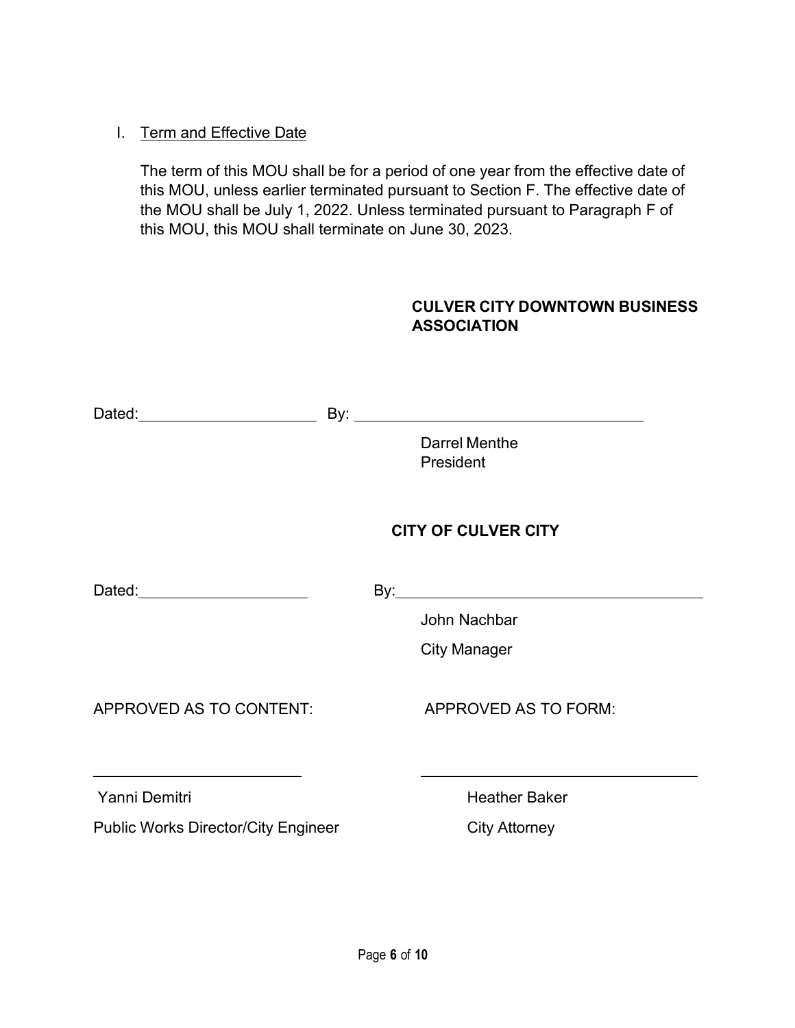I. Term and Effective Date

The term of this MOU shall be for a period of one year from the effective date of this MOU, unless earlier terminated pursuant to Section F. The effective date of the MOU shall be July 1, 2022. Unless terminated pursuant to Paragraph F of this MOU, this MOU shall terminate on June 30, 2023.

**CULVER CITY DOWNTOWN BUSINESS ASSOCIATION**

Dated:\_\_\_\_\_\_\_\_\_\_\_\_\_\_\_\_\_\_\_\_ By: \_\_\_\_\_\_\_\_\_\_\_\_\_\_\_\_\_\_\_\_\_\_\_\_\_\_\_\_\_\_\_\_

Darrel Menthe
President

**CITY OF CULVER CITY**

Dated:\_\_\_\_\_\_\_\_\_\_\_\_\_\_\_\_\_\_\_\_ By:\_\_\_\_\_\_\_\_\_\_\_\_\_\_\_\_\_\_\_\_\_\_\_\_\_\_\_\_\_\_\_\_

John Nachbar
City Manager

APPROVED AS TO CONTENT:

\_\_\_\_\_\_\_\_\_\_\_\_\_\_\_\_\_\_\_\_\_\_\_\_

Yanni Demitri
Public Works Director/City Engineer

APPROVED AS TO FORM:

\_\_\_\_\_\_\_\_\_\_\_\_\_\_\_\_\_\_\_\_\_\_\_\_

Heather Baker
City Attorney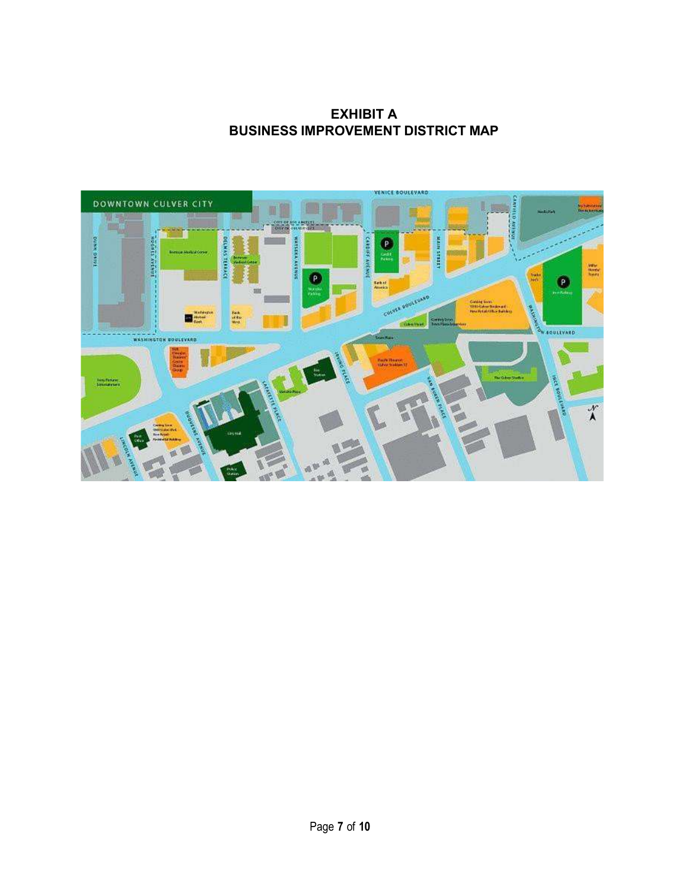# EXHIBIT A
## BUSINESS IMPROVEMENT DISTRICT MAP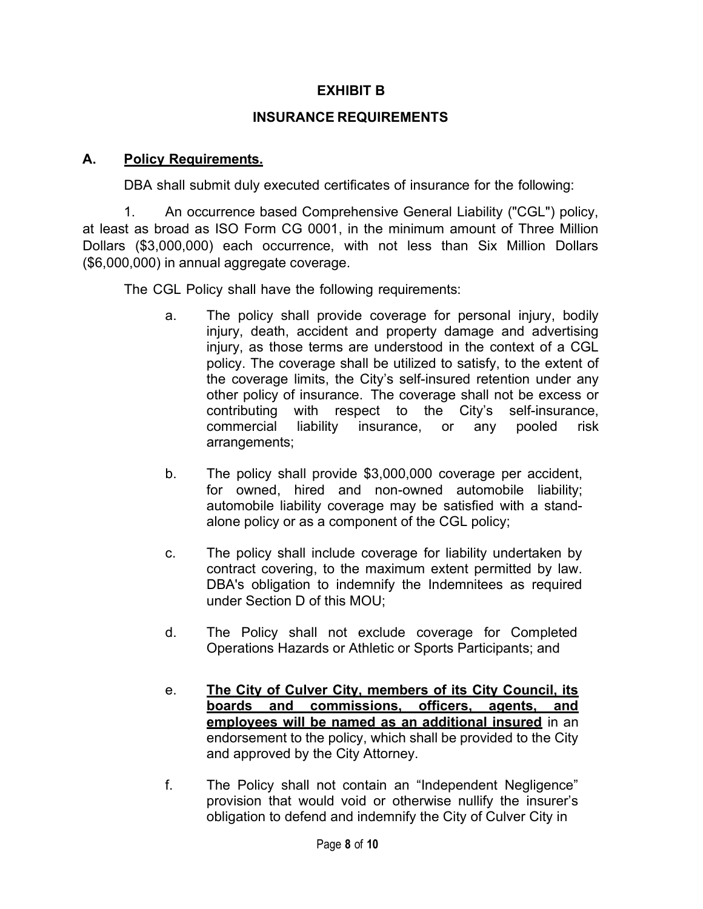# EXHIBIT B

## INSURANCE REQUIREMENTS

### A. Policy Requirements.

DBA shall submit duly executed certificates of insurance for the following:

1. An occurrence based Comprehensive General Liability ("CGL") policy, at least as broad as ISO Form CG 0001, in the minimum amount of Three Million Dollars ($3,000,000) each occurrence, with not less than Six Million Dollars ($6,000,000) in annual aggregate coverage.

The CGL Policy shall have the following requirements:

a. The policy shall provide coverage for personal injury, bodily injury, death, accident and property damage and advertising injury, as those terms are understood in the context of a CGL policy. The coverage shall be utilized to satisfy, to the extent of the coverage limits, the City's self-insured retention under any other policy of insurance. The coverage shall not be excess or contributing with respect to the City's self-insurance, commercial liability insurance, or any pooled risk arrangements;

b. The policy shall provide $3,000,000 coverage per accident, for owned, hired and non-owned automobile liability; automobile liability coverage may be satisfied with a stand-alone policy or as a component of the CGL policy;

c. The policy shall include coverage for liability undertaken by contract covering, to the maximum extent permitted by law. DBA's obligation to indemnify the Indemnitees as required under Section D of this MOU;

d. The Policy shall not exclude coverage for Completed Operations Hazards or Athletic or Sports Participants; and

e. **The City of Culver City, members of its City Council, its boards and commissions, officers, agents, and employees will be named as an additional insured** in an endorsement to the policy, which shall be provided to the City and approved by the City Attorney.

f. The Policy shall not contain an "Independent Negligence" provision that would void or otherwise nullify the insurer's obligation to defend and indemnify the City of Culver City in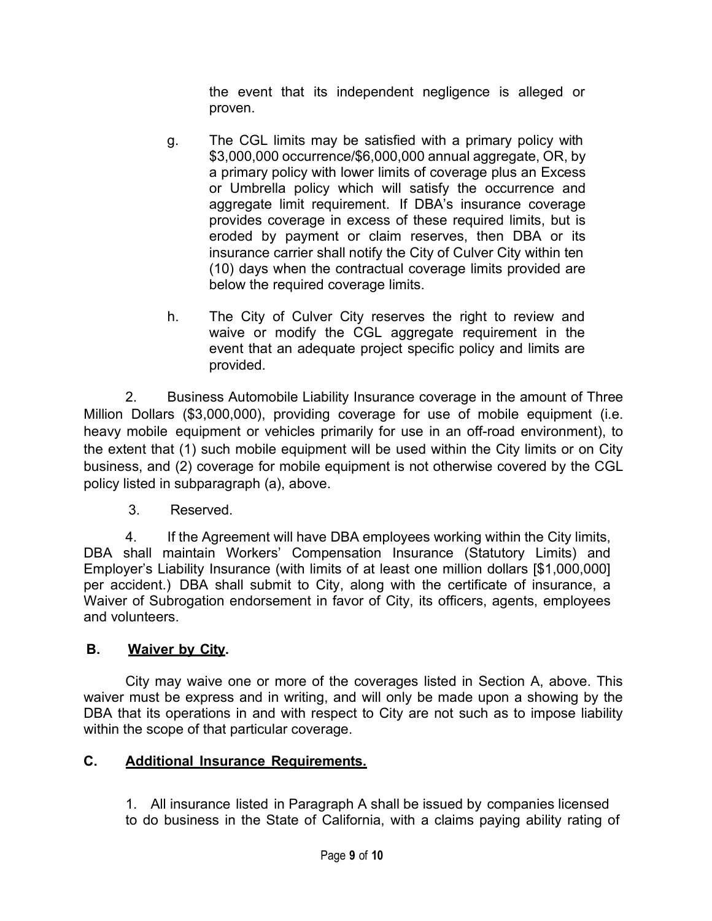the event that its independent negligence is alleged or proven.

g. The CGL limits may be satisfied with a primary policy with $3,000,000 occurrence/$6,000,000 annual aggregate, OR, by a primary policy with lower limits of coverage plus an Excess or Umbrella policy which will satisfy the occurrence and aggregate limit requirement. If DBA's insurance coverage provides coverage in excess of these required limits, but is eroded by payment or claim reserves, then DBA or its insurance carrier shall notify the City of Culver City within ten (10) days when the contractual coverage limits provided are below the required coverage limits.

h. The City of Culver City reserves the right to review and waive or modify the CGL aggregate requirement in the event that an adequate project specific policy and limits are provided.

2. Business Automobile Liability Insurance coverage in the amount of Three Million Dollars ($3,000,000), providing coverage for use of mobile equipment (i.e. heavy mobile equipment or vehicles primarily for use in an off-road environment), to the extent that (1) such mobile equipment will be used within the City limits or on City business, and (2) coverage for mobile equipment is not otherwise covered by the CGL policy listed in subparagraph (a), above.

3. Reserved.

4. If the Agreement will have DBA employees working within the City limits, DBA shall maintain Workers' Compensation Insurance (Statutory Limits) and Employer's Liability Insurance (with limits of at least one million dollars [$1,000,000] per accident.) DBA shall submit to City, along with the certificate of insurance, a Waiver of Subrogation endorsement in favor of City, its officers, agents, employees and volunteers.

## B. <u>Waiver by City</u>.

City may waive one or more of the coverages listed in Section A, above. This waiver must be express and in writing, and will only be made upon a showing by the DBA that its operations in and with respect to City are not such as to impose liability within the scope of that particular coverage.

## C. <u>Additional Insurance Requirements.</u>

1. All insurance listed in Paragraph A shall be issued by companies licensed to do business in the State of California, with a claims paying ability rating of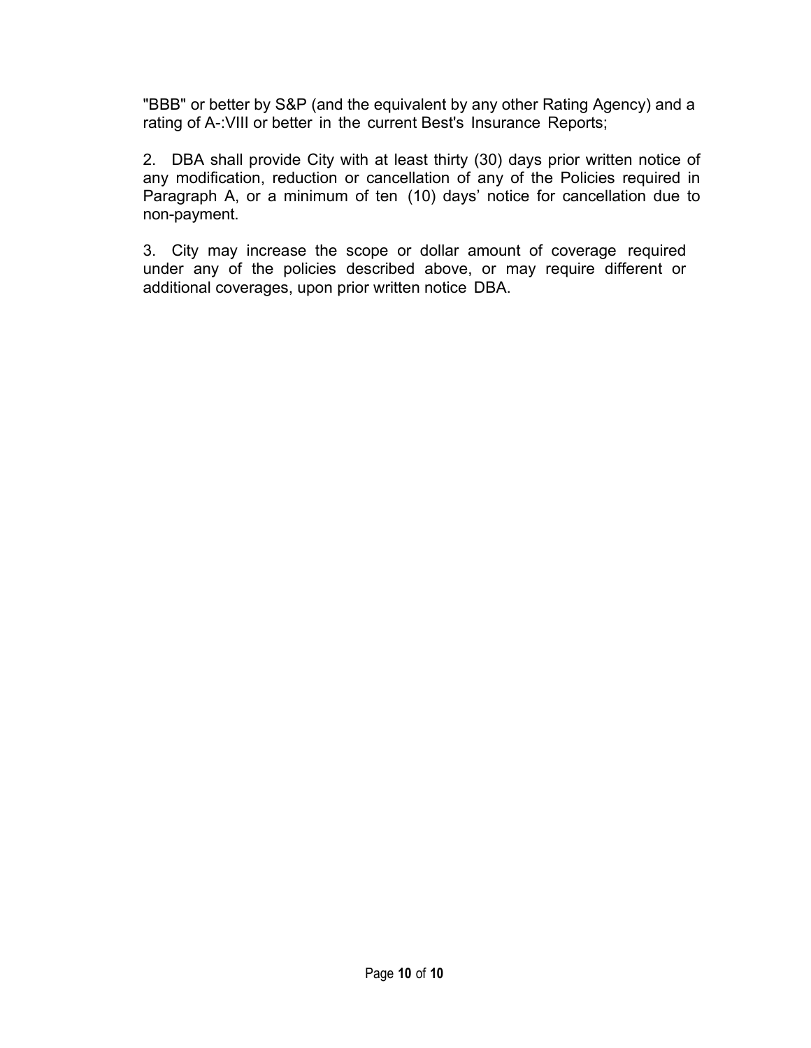"BBB" or better by S&P (and the equivalent by any other Rating Agency) and a rating of A-:VIII or better in the current Best's Insurance Reports;

2. DBA shall provide City with at least thirty (30) days prior written notice of any modification, reduction or cancellation of any of the Policies required in Paragraph A, or a minimum of ten (10) days' notice for cancellation due to non-payment.

3. City may increase the scope or dollar amount of coverage required under any of the policies described above, or may require different or additional coverages, upon prior written notice DBA.